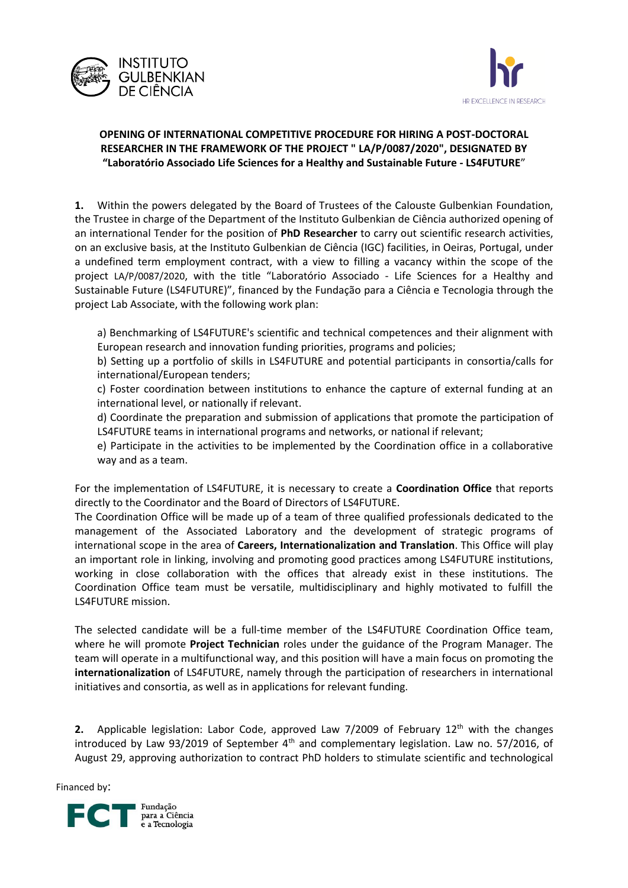**OPENING OF INTERNATIONAL COMPETITIVE PROCEDURE FOR HIRING A POST-DOCTORAL RESEARCHER IN THE FRAMEWORK OF THE PROJECT " LA/P/0087/2020", DESIGNATED BY "Laboratório Associado Life Sciences for a Healthy and Sustainable Future - LS4FUTURE"**

**1.** Within the powers delegated by the Board of Trustees of the Calouste Gulbenkian Foundation, the Trustee in charge of the Department of the Instituto Gulbenkian de Ciência authorized opening of an international Tender for the position of **PhD Researcher** to carry out scientific research activities, on an exclusive basis, at the Instituto Gulbenkian de Ciência (IGC) facilities, in Oeiras, Portugal, under a undefined term employment contract, with a view to filling a vacancy within the scope of the project LA/P/0087/2020, with the title "Laboratório Associado - Life Sciences for a Healthy and Sustainable Future (LS4FUTURE)", financed by the Fundação para a Ciência e Tecnologia through the project Lab Associate, with the following work plan:

a) Benchmarking of LS4FUTURE's scientific and technical competences and their alignment with European research and innovation funding priorities, programs and policies;

b) Setting up a portfolio of skills in LS4FUTURE and potential participants in consortia/calls for international/European tenders;

c) Foster coordination between institutions to enhance the capture of external funding at an international level, or nationally if relevant.

d) Coordinate the preparation and submission of applications that promote the participation of LS4FUTURE teams in international programs and networks, or national if relevant;

e) Participate in the activities to be implemented by the Coordination office in a collaborative way and as a team.

For the implementation of LS4FUTURE, it is necessary to create a **Coordination Office** that reports directly to the Coordinator and the Board of Directors of LS4FUTURE.

The Coordination Office will be made up of a team of three qualified professionals dedicated to the management of the Associated Laboratory and the development of strategic programs of international scope in the area of **Careers, Internationalization and Translation**. This Office will play an important role in linking, involving and promoting good practices among LS4FUTURE institutions, working in close collaboration with the offices that already exist in these institutions. The Coordination Office team must be versatile, multidisciplinary and highly motivated to fulfill the LS4FUTURE mission.

The selected candidate will be a full-time member of the LS4FUTURE Coordination Office team, where he will promote **Project Technician** roles under the guidance of the Program Manager. The team will operate in a multifunctional way, and this position will have a main focus on promoting the **internationalization** of LS4FUTURE, namely through the participation of researchers in international initiatives and consortia, as well as in applications for relevant funding.

**2.** Applicable legislation: Labor Code, approved Law 7/2009 of February 12th with the changes introduced by Law 93/2019 of September 4th and complementary legislation. Law no. 57/2016, of August 29, approving authorization to contract PhD holders to stimulate scientific and technological

Financed by: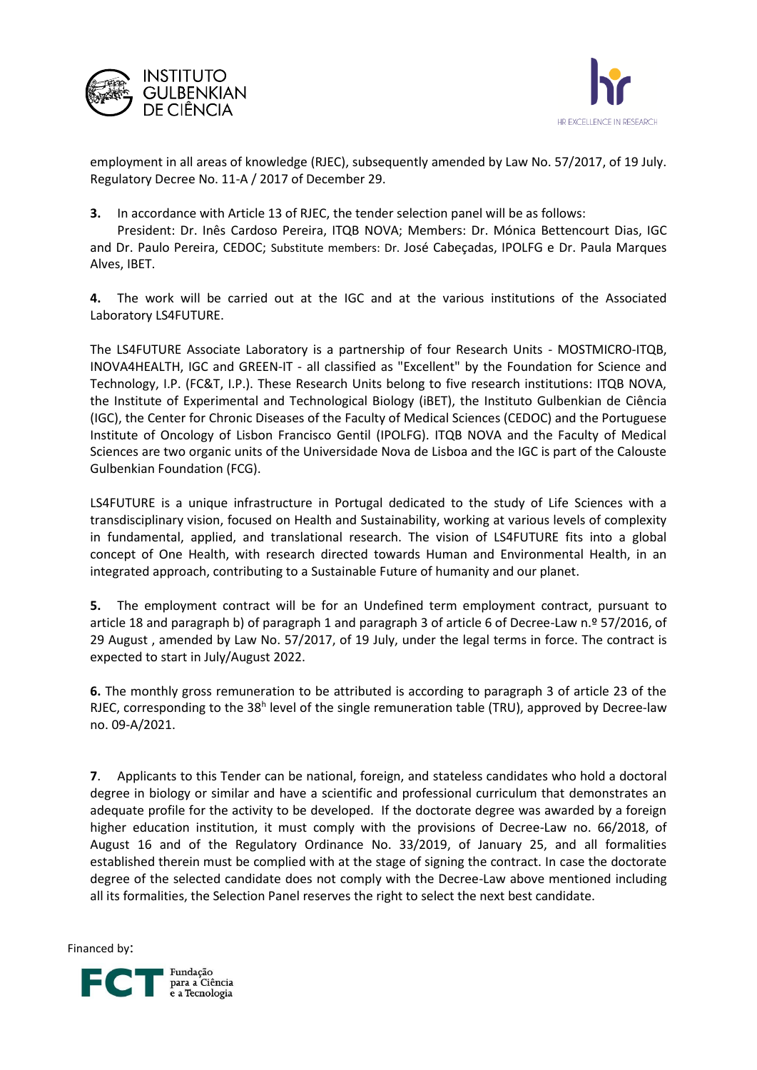employment in all areas of knowledge (RJEC), subsequently amended by Law No. 57/2017, of 19 July. Regulatory Decree No. 11-A / 2017 of December 29.

**3.** In accordance with Article 13 of RJEC, the tender selection panel will be as follows:
President: Dr. Inês Cardoso Pereira, ITQB NOVA; Members: Dr. Mónica Bettencourt Dias, IGC and Dr. Paulo Pereira, CEDOC; Substitute members: Dr. José Cabeçadas, IPOLFG e Dr. Paula Marques Alves, IBET.

**4.** The work will be carried out at the IGC and at the various institutions of the Associated Laboratory LS4FUTURE.

The LS4FUTURE Associate Laboratory is a partnership of four Research Units - MOSTMICRO-ITQB, INOVA4HEALTH, IGC and GREEN-IT - all classified as "Excellent" by the Foundation for Science and Technology, I.P. (FC&T, I.P.). These Research Units belong to five research institutions: ITQB NOVA, the Institute of Experimental and Technological Biology (iBET), the Instituto Gulbenkian de Ciência (IGC), the Center for Chronic Diseases of the Faculty of Medical Sciences (CEDOC) and the Portuguese Institute of Oncology of Lisbon Francisco Gentil (IPOLFG). ITQB NOVA and the Faculty of Medical Sciences are two organic units of the Universidade Nova de Lisboa and the IGC is part of the Calouste Gulbenkian Foundation (FCG).

LS4FUTURE is a unique infrastructure in Portugal dedicated to the study of Life Sciences with a transdisciplinary vision, focused on Health and Sustainability, working at various levels of complexity in fundamental, applied, and translational research. The vision of LS4FUTURE fits into a global concept of One Health, with research directed towards Human and Environmental Health, in an integrated approach, contributing to a Sustainable Future of humanity and our planet.

**5.** The employment contract will be for an Undefined term employment contract, pursuant to article 18 and paragraph b) of paragraph 1 and paragraph 3 of article 6 of Decree-Law n.º 57/2016, of 29 August , amended by Law No. 57/2017, of 19 July, under the legal terms in force. The contract is expected to start in July/August 2022.

**6.** The monthly gross remuneration to be attributed is according to paragraph 3 of article 23 of the RJEC, corresponding to the 38h level of the single remuneration table (TRU), approved by Decree-law no. 09-A/2021.

**7**. Applicants to this Tender can be national, foreign, and stateless candidates who hold a doctoral degree in biology or similar and have a scientific and professional curriculum that demonstrates an adequate profile for the activity to be developed. If the doctorate degree was awarded by a foreign higher education institution, it must comply with the provisions of Decree-Law no. 66/2018, of August 16 and of the Regulatory Ordinance No. 33/2019, of January 25, and all formalities established therein must be complied with at the stage of signing the contract. In case the doctorate degree of the selected candidate does not comply with the Decree-Law above mentioned including all its formalities, the Selection Panel reserves the right to select the next best candidate.

Financed by: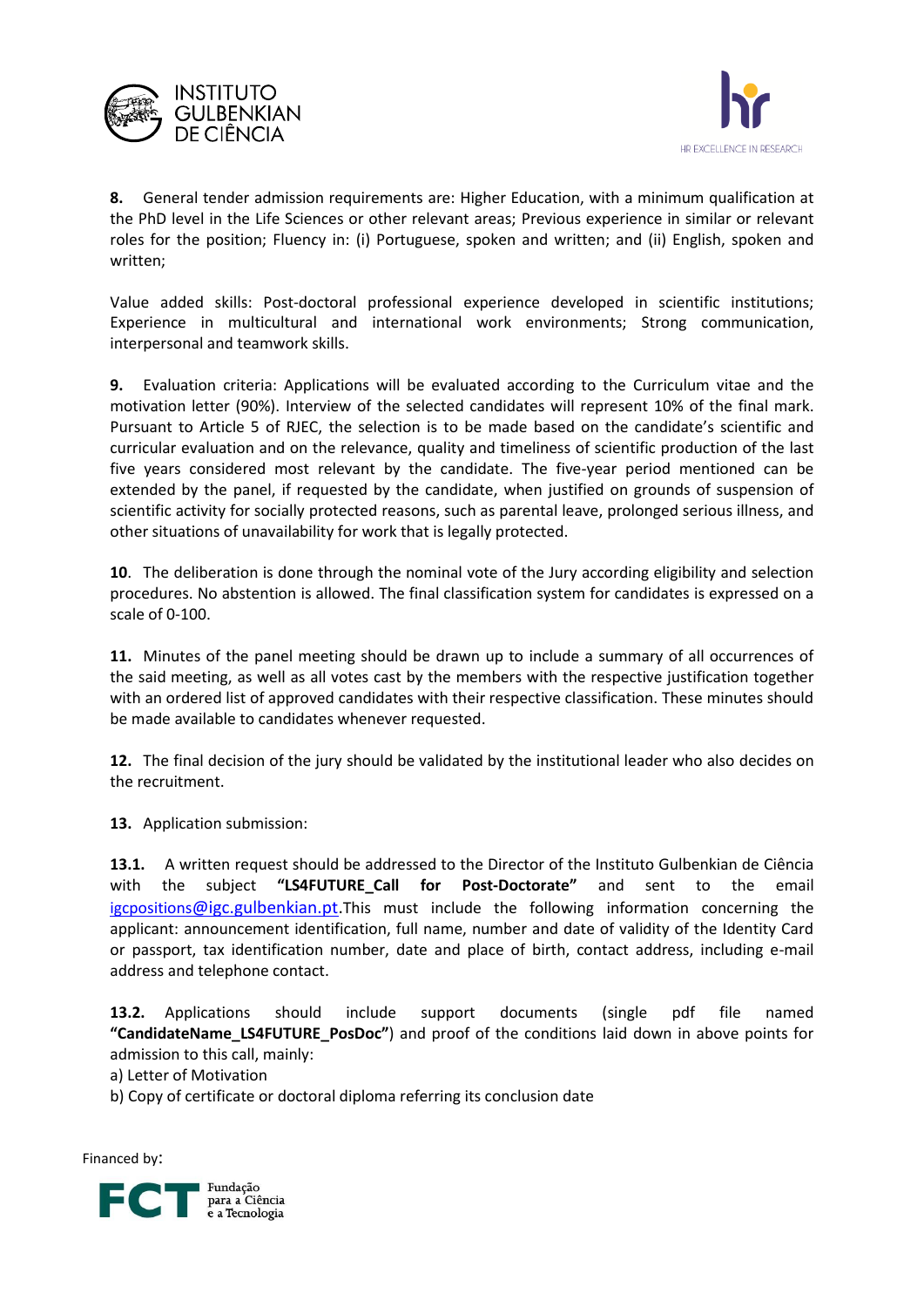**8.** General tender admission requirements are: Higher Education, with a minimum qualification at the PhD level in the Life Sciences or other relevant areas; Previous experience in similar or relevant roles for the position; Fluency in: (i) Portuguese, spoken and written; and (ii) English, spoken and written;

Value added skills: Post-doctoral professional experience developed in scientific institutions; Experience in multicultural and international work environments; Strong communication, interpersonal and teamwork skills.

**9.** Evaluation criteria: Applications will be evaluated according to the Curriculum vitae and the motivation letter (90%). Interview of the selected candidates will represent 10% of the final mark. Pursuant to Article 5 of RJEC, the selection is to be made based on the candidate's scientific and curricular evaluation and on the relevance, quality and timeliness of scientific production of the last five years considered most relevant by the candidate. The five-year period mentioned can be extended by the panel, if requested by the candidate, when justified on grounds of suspension of scientific activity for socially protected reasons, such as parental leave, prolonged serious illness, and other situations of unavailability for work that is legally protected.

**10**. The deliberation is done through the nominal vote of the Jury according eligibility and selection procedures. No abstention is allowed. The final classification system for candidates is expressed on a scale of 0-100.

**11.** Minutes of the panel meeting should be drawn up to include a summary of all occurrences of the said meeting, as well as all votes cast by the members with the respective justification together with an ordered list of approved candidates with their respective classification. These minutes should be made available to candidates whenever requested.

**12.** The final decision of the jury should be validated by the institutional leader who also decides on the recruitment.

**13.** Application submission:

**13.1.** A written request should be addressed to the Director of the Instituto Gulbenkian de Ciência with the subject **"LS4FUTURE_Call for Post-Doctorate"** and sent to the email igcpositions@igc.gulbenkian.pt.This must include the following information concerning the applicant: announcement identification, full name, number and date of validity of the Identity Card or passport, tax identification number, date and place of birth, contact address, including e-mail address and telephone contact.

**13.2.** Applications should include support documents (single pdf file named **"CandidateName_LS4FUTURE_PosDoc"**) and proof of the conditions laid down in above points for admission to this call, mainly:

a) Letter of Motivation

b) Copy of certificate or doctoral diploma referring its conclusion date

Financed by: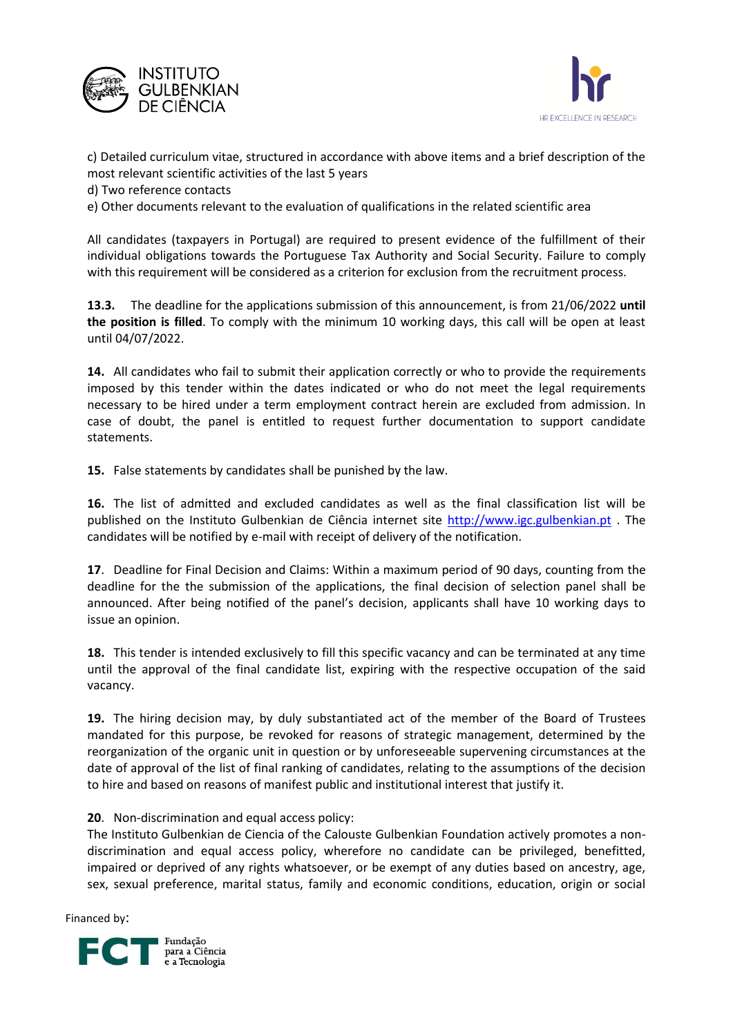c) Detailed curriculum vitae, structured in accordance with above items and a brief description of the most relevant scientific activities of the last 5 years
d) Two reference contacts
e) Other documents relevant to the evaluation of qualifications in the related scientific area

All candidates (taxpayers in Portugal) are required to present evidence of the fulfillment of their individual obligations towards the Portuguese Tax Authority and Social Security. Failure to comply with this requirement will be considered as a criterion for exclusion from the recruitment process.

**13.3.** The deadline for the applications submission of this announcement, is from 21/06/2022 **until the position is filled**. To comply with the minimum 10 working days, this call will be open at least until 04/07/2022.

**14.** All candidates who fail to submit their application correctly or who to provide the requirements imposed by this tender within the dates indicated or who do not meet the legal requirements necessary to be hired under a term employment contract herein are excluded from admission. In case of doubt, the panel is entitled to request further documentation to support candidate statements.

**15.** False statements by candidates shall be punished by the law.

**16.** The list of admitted and excluded candidates as well as the final classification list will be published on the Instituto Gulbenkian de Ciência internet site [http://www.igc.gulbenkian.pt](http://www.igc.gulbenkian.pt) . The candidates will be notified by e-mail with receipt of delivery of the notification.

**17**. Deadline for Final Decision and Claims: Within a maximum period of 90 days, counting from the deadline for the the submission of the applications, the final decision of selection panel shall be announced. After being notified of the panel's decision, applicants shall have 10 working days to issue an opinion.

**18.** This tender is intended exclusively to fill this specific vacancy and can be terminated at any time until the approval of the final candidate list, expiring with the respective occupation of the said vacancy.

**19.** The hiring decision may, by duly substantiated act of the member of the Board of Trustees mandated for this purpose, be revoked for reasons of strategic management, determined by the reorganization of the organic unit in question or by unforeseeable supervening circumstances at the date of approval of the list of final ranking of candidates, relating to the assumptions of the decision to hire and based on reasons of manifest public and institutional interest that justify it.

**20**. Non-discrimination and equal access policy:
The Instituto Gulbenkian de Ciencia of the Calouste Gulbenkian Foundation actively promotes a non-discrimination and equal access policy, wherefore no candidate can be privileged, benefitted, impaired or deprived of any rights whatsoever, or be exempt of any duties based on ancestry, age, sex, sexual preference, marital status, family and economic conditions, education, origin or social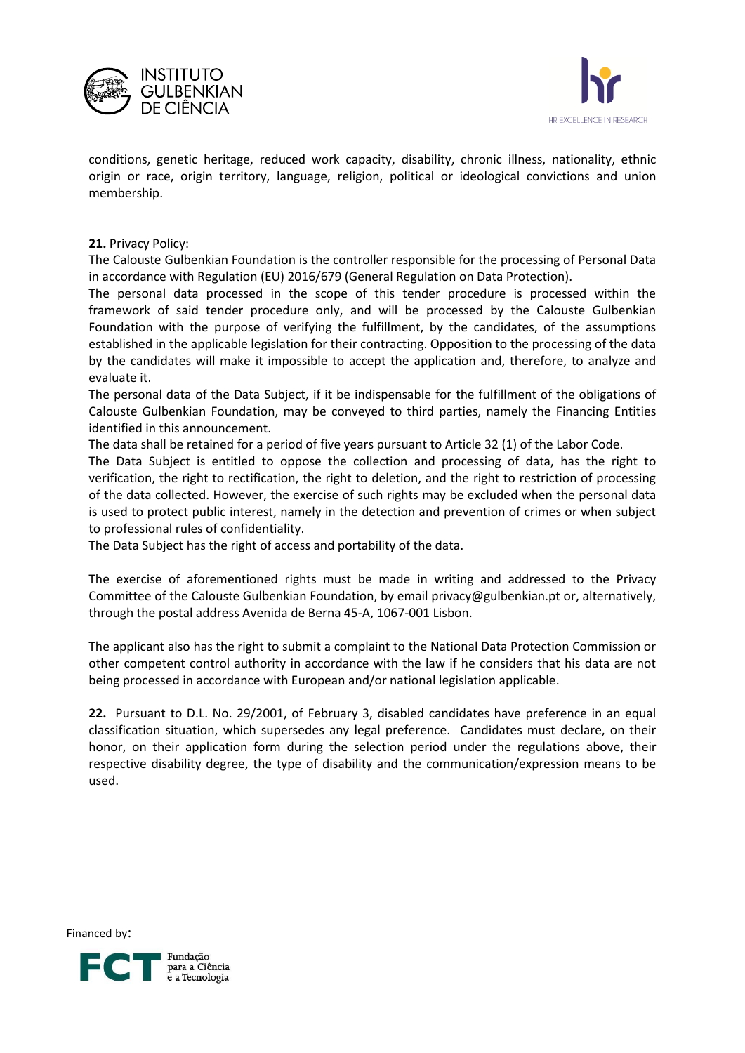conditions, genetic heritage, reduced work capacity, disability, chronic illness, nationality, ethnic origin or race, origin territory, language, religion, political or ideological convictions and union membership.

**21.** Privacy Policy:

The Calouste Gulbenkian Foundation is the controller responsible for the processing of Personal Data in accordance with Regulation (EU) 2016/679 (General Regulation on Data Protection).

The personal data processed in the scope of this tender procedure is processed within the framework of said tender procedure only, and will be processed by the Calouste Gulbenkian Foundation with the purpose of verifying the fulfillment, by the candidates, of the assumptions established in the applicable legislation for their contracting. Opposition to the processing of the data by the candidates will make it impossible to accept the application and, therefore, to analyze and evaluate it.

The personal data of the Data Subject, if it be indispensable for the fulfillment of the obligations of Calouste Gulbenkian Foundation, may be conveyed to third parties, namely the Financing Entities identified in this announcement.

The data shall be retained for a period of five years pursuant to Article 32 (1) of the Labor Code.

The Data Subject is entitled to oppose the collection and processing of data, has the right to verification, the right to rectification, the right to deletion, and the right to restriction of processing of the data collected. However, the exercise of such rights may be excluded when the personal data is used to protect public interest, namely in the detection and prevention of crimes or when subject to professional rules of confidentiality.

The Data Subject has the right of access and portability of the data.

The exercise of aforementioned rights must be made in writing and addressed to the Privacy Committee of the Calouste Gulbenkian Foundation, by email privacy@gulbenkian.pt or, alternatively, through the postal address Avenida de Berna 45-A, 1067-001 Lisbon.

The applicant also has the right to submit a complaint to the National Data Protection Commission or other competent control authority in accordance with the law if he considers that his data are not being processed in accordance with European and/or national legislation applicable.

**22.** Pursuant to D.L. No. 29/2001, of February 3, disabled candidates have preference in an equal classification situation, which supersedes any legal preference. Candidates must declare, on their honor, on their application form during the selection period under the regulations above, their respective disability degree, the type of disability and the communication/expression means to be used.

Financed by: